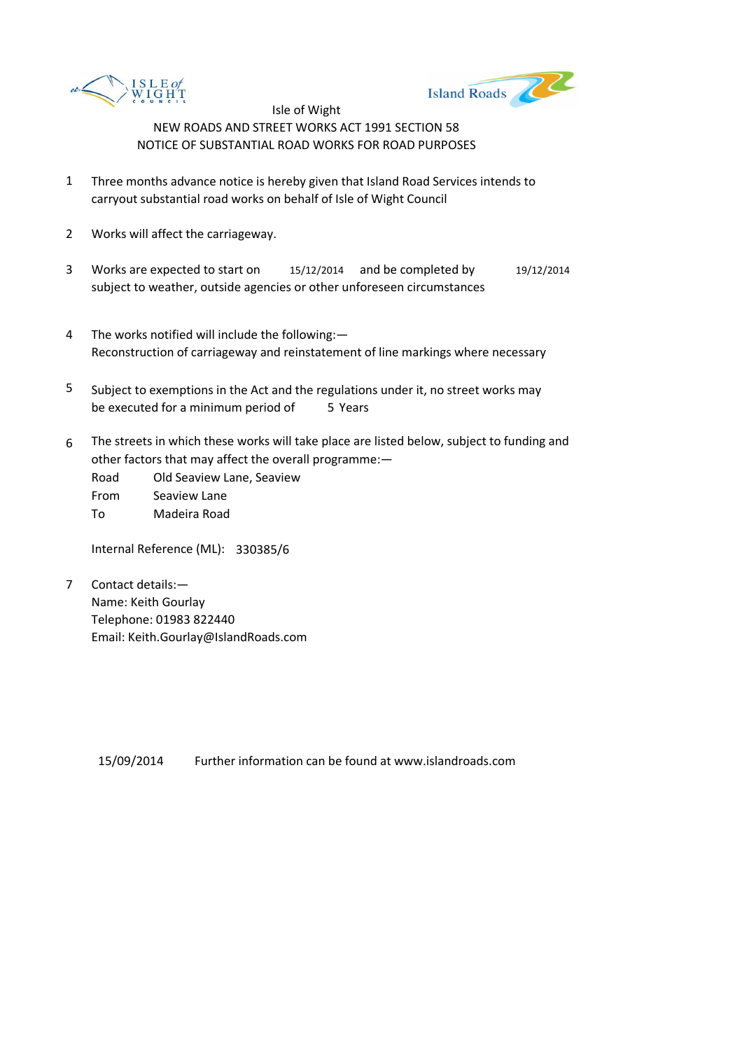Isle of Wight

NEW ROADS AND STREET WORKS ACT 1991 SECTION 58

NOTICE OF SUBSTANTIAL ROAD WORKS FOR ROAD PURPOSES

1. Three months advance notice is hereby given that Island Road Services intends to carryout substantial road works on behalf of Isle of Wight Council

2. Works will affect the carriageway.

3. Works are expected to start on 15/12/2014 and be completed by 19/12/2014 subject to weather, outside agencies or other unforeseen circumstances

4. The works notified will include the following:—
   Reconstruction of carriageway and reinstatement of line markings where necessary

5. Subject to exemptions in the Act and the regulations under it, no street works may be executed for a minimum period of 5 Years

6. The streets in which these works will take place are listed below, subject to funding and other factors that may affect the overall programme:—

   Road Old Seaview Lane, Seaview
   From Seaview Lane
   To Madeira Road

   Internal Reference (ML): 330385/6

7. Contact details:—
   Name: Keith Gourlay
   Telephone: 01983 822440
   Email: Keith.Gourlay@IslandRoads.com

15/09/2014 Further information can be found at www.islandroads.com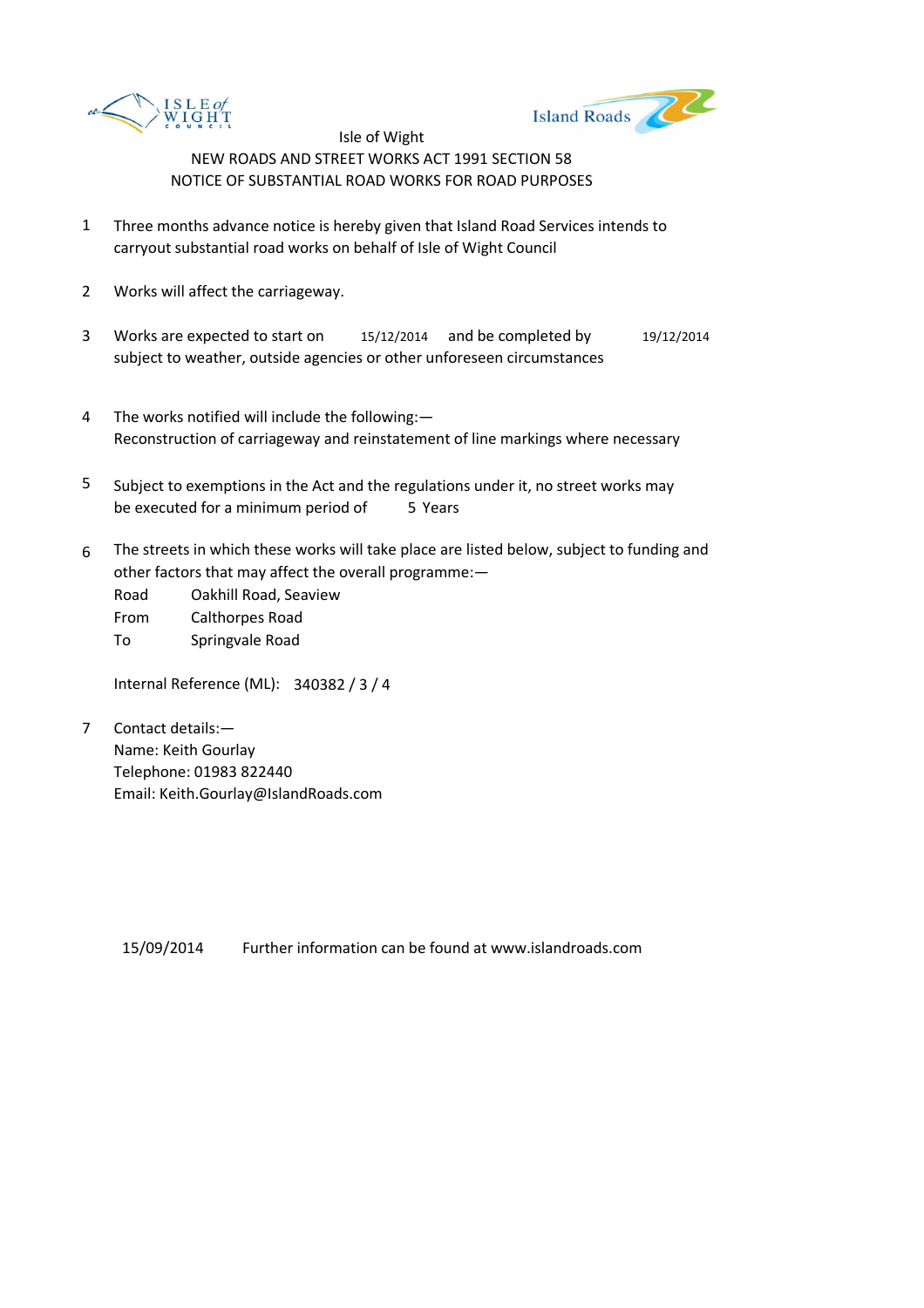Isle of Wight

NEW ROADS AND STREET WORKS ACT 1991 SECTION 58

NOTICE OF SUBSTANTIAL ROAD WORKS FOR ROAD PURPOSES

1. Three months advance notice is hereby given that Island Road Services intends to carryout substantial road works on behalf of Isle of Wight Council

2. Works will affect the carriageway.

3. Works are expected to start on 15/12/2014 and be completed by 19/12/2014 subject to weather, outside agencies or other unforeseen circumstances

4. The works notified will include the following:—
Reconstruction of carriageway and reinstatement of line markings where necessary

5. Subject to exemptions in the Act and the regulations under it, no street works may be executed for a minimum period of 5 Years

6. The streets in which these works will take place are listed below, subject to funding and other factors that may affect the overall programme:—
Road Oakhill Road, Seaview
From Calthorpes Road
To Springvale Road

   Internal Reference (ML): 340382 / 3 / 4

7. Contact details:—
Name: Keith Gourlay
Telephone: 01983 822440
Email: Keith.Gourlay@IslandRoads.com

15/09/2014 Further information can be found at www.islandroads.com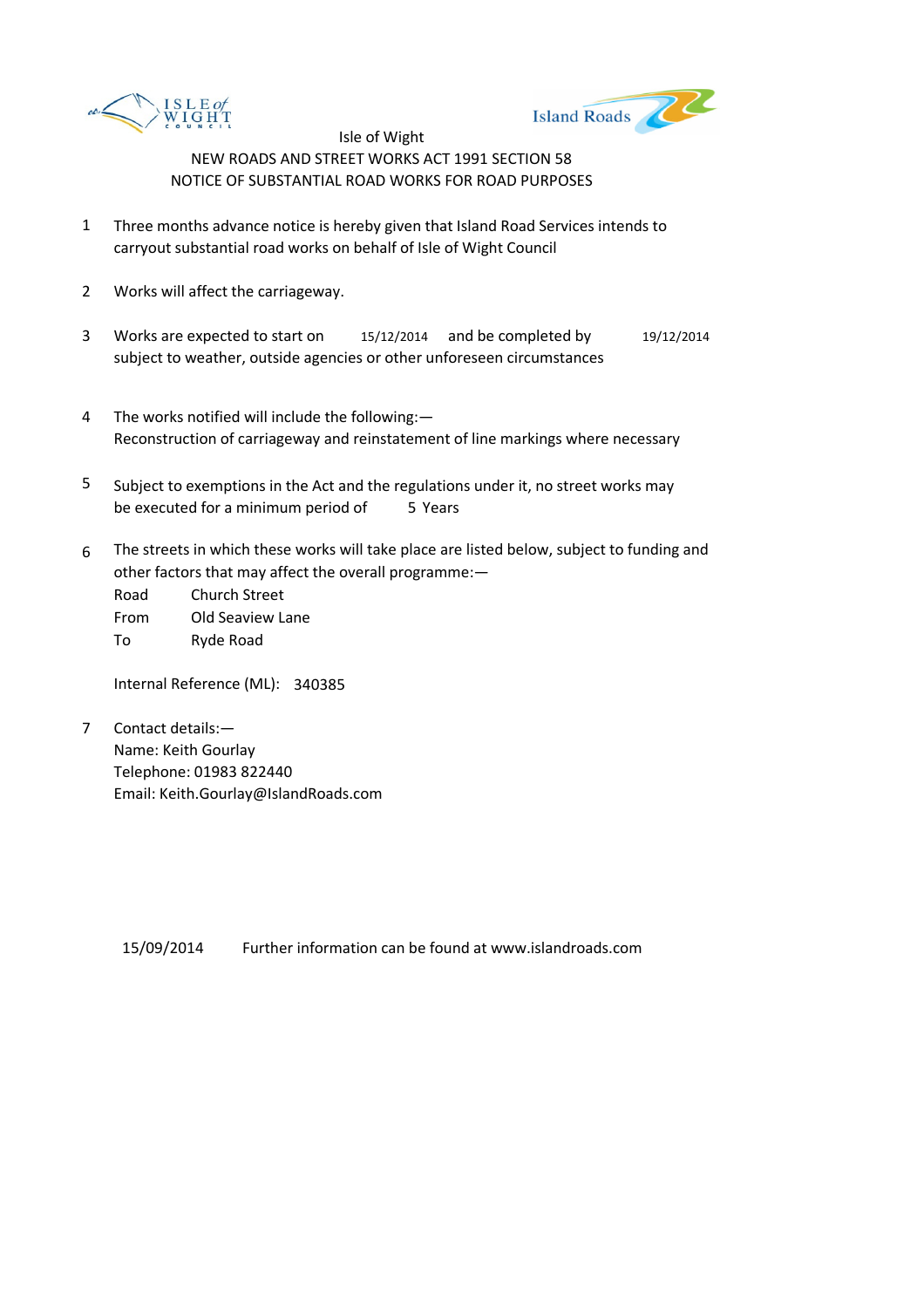Isle of Wight

NEW ROADS AND STREET WORKS ACT 1991 SECTION 58

NOTICE OF SUBSTANTIAL ROAD WORKS FOR ROAD PURPOSES

1. Three months advance notice is hereby given that Island Road Services intends to carryout substantial road works on behalf of Isle of Wight Council

2. Works will affect the carriageway.

3. Works are expected to start on 15/12/2014 and be completed by 19/12/2014 subject to weather, outside agencies or other unforeseen circumstances

4. The works notified will include the following:—
Reconstruction of carriageway and reinstatement of line markings where necessary

5. Subject to exemptions in the Act and the regulations under it, no street works may be executed for a minimum period of 5 Years

6. The streets in which these works will take place are listed below, subject to funding and other factors that may affect the overall programme:—

| | |
|---|---|
| Road | Church Street |
| From | Old Seaview Lane |
| To | Ryde Road |

Internal Reference (ML): 340385

7. Contact details:—
Name: Keith Gourlay
Telephone: 01983 822440
Email: Keith.Gourlay@IslandRoads.com

15/09/2014 Further information can be found at www.islandroads.com